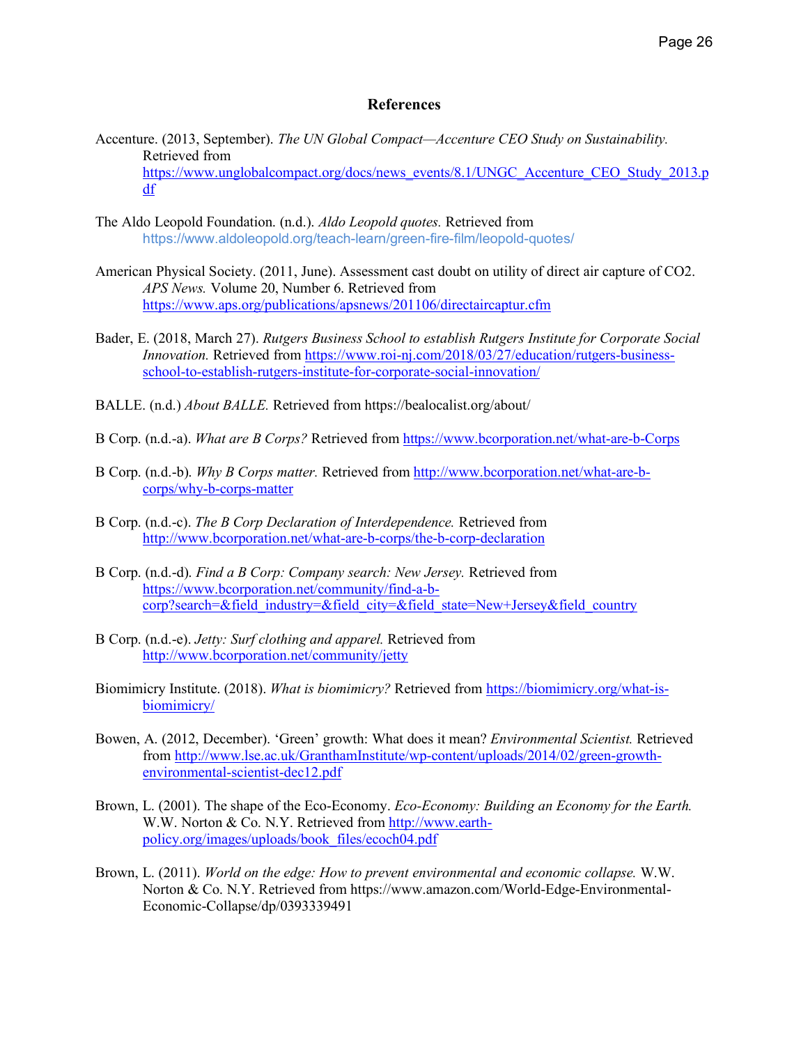## References

Accenture. (2013, September). *The UN Global Compact—Accenture CEO Study on Sustainability.* Retrieved from https://www.unglobalcompact.org/docs/news_events/8.1/UNGC_Accenture_CEO_Study_2013.pdf

The Aldo Leopold Foundation. (n.d.). *Aldo Leopold quotes.* Retrieved from https://www.aldoleopold.org/teach-learn/green-fire-film/leopold-quotes/

American Physical Society. (2011, June). Assessment cast doubt on utility of direct air capture of CO2. *APS News.* Volume 20, Number 6. Retrieved from https://www.aps.org/publications/apsnews/201106/directaircaptur.cfm

Bader, E. (2018, March 27). *Rutgers Business School to establish Rutgers Institute for Corporate Social Innovation.* Retrieved from https://www.roi-nj.com/2018/03/27/education/rutgers-business-school-to-establish-rutgers-institute-for-corporate-social-innovation/

BALLE. (n.d.) *About BALLE.* Retrieved from https://bealocalist.org/about/

B Corp. (n.d.-a). *What are B Corps?* Retrieved from https://www.bcorporation.net/what-are-b-Corps

B Corp. (n.d.-b). *Why B Corps matter.* Retrieved from http://www.bcorporation.net/what-are-b-corps/why-b-corps-matter

B Corp. (n.d.-c). *The B Corp Declaration of Interdependence.* Retrieved from http://www.bcorporation.net/what-are-b-corps/the-b-corp-declaration

B Corp. (n.d.-d). *Find a B Corp: Company search: New Jersey.* Retrieved from https://www.bcorporation.net/community/find-a-b-corp?search=&field_industry=&field_city=&field_state=New+Jersey&field_country

B Corp. (n.d.-e). *Jetty: Surf clothing and apparel.* Retrieved from http://www.bcorporation.net/community/jetty

Biomimicry Institute. (2018). *What is biomimicry?* Retrieved from https://biomimicry.org/what-is-biomimicry/

Bowen, A. (2012, December). 'Green' growth: What does it mean? *Environmental Scientist.* Retrieved from http://www.lse.ac.uk/GranthamInstitute/wp-content/uploads/2014/02/green-growth-environmental-scientist-dec12.pdf

Brown, L. (2001). The shape of the Eco-Economy. *Eco-Economy: Building an Economy for the Earth.* W.W. Norton & Co. N.Y. Retrieved from http://www.earth-policy.org/images/uploads/book_files/ecoch04.pdf

Brown, L. (2011). *World on the edge: How to prevent environmental and economic collapse.* W.W. Norton & Co. N.Y. Retrieved from https://www.amazon.com/World-Edge-Environmental-Economic-Collapse/dp/0393339491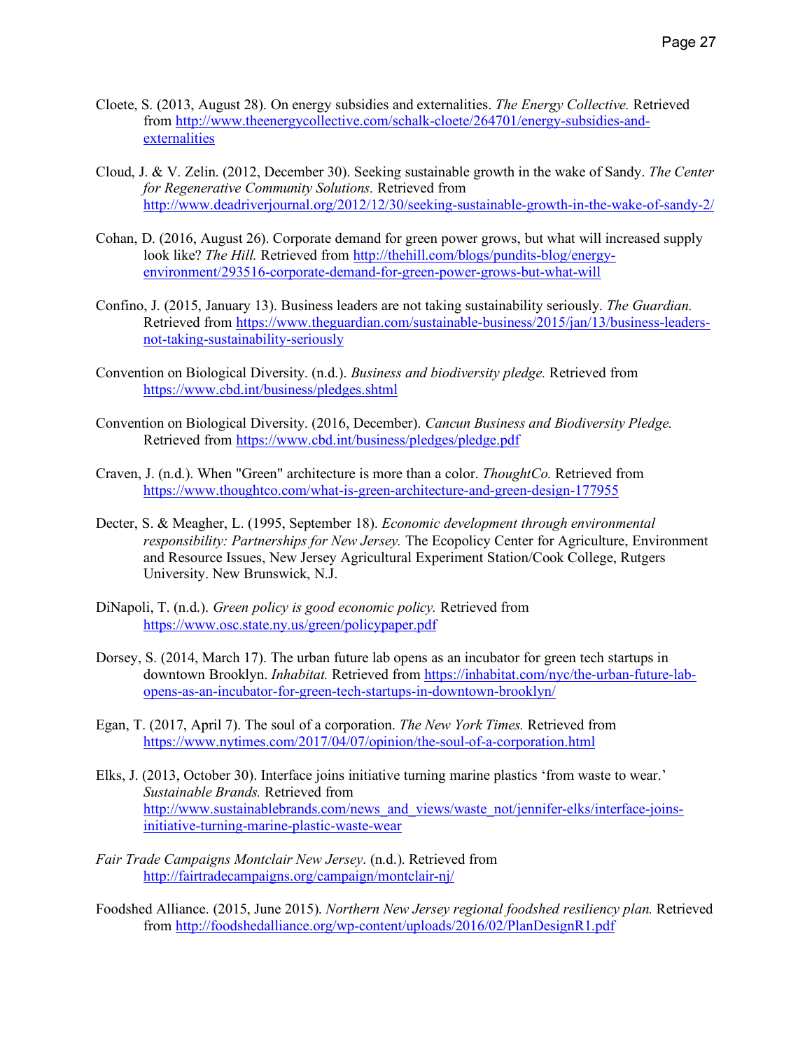Cloete, S. (2013, August 28). On energy subsidies and externalities. *The Energy Collective.* Retrieved from http://www.theenergycollective.com/schalk-cloete/264701/energy-subsidies-and-externalities

Cloud, J. & V. Zelin. (2012, December 30). Seeking sustainable growth in the wake of Sandy. *The Center for Regenerative Community Solutions.* Retrieved from http://www.deadriverjournal.org/2012/12/30/seeking-sustainable-growth-in-the-wake-of-sandy-2/

Cohan, D. (2016, August 26). Corporate demand for green power grows, but what will increased supply look like? *The Hill.* Retrieved from http://thehill.com/blogs/pundits-blog/energy-environment/293516-corporate-demand-for-green-power-grows-but-what-will

Confino, J. (2015, January 13). Business leaders are not taking sustainability seriously. *The Guardian.* Retrieved from https://www.theguardian.com/sustainable-business/2015/jan/13/business-leaders-not-taking-sustainability-seriously

Convention on Biological Diversity. (n.d.). *Business and biodiversity pledge.* Retrieved from https://www.cbd.int/business/pledges.shtml

Convention on Biological Diversity. (2016, December). *Cancun Business and Biodiversity Pledge.* Retrieved from https://www.cbd.int/business/pledges/pledge.pdf

Craven, J. (n.d.). When "Green" architecture is more than a color. *ThoughtCo.* Retrieved from https://www.thoughtco.com/what-is-green-architecture-and-green-design-177955

Decter, S. & Meagher, L. (1995, September 18). *Economic development through environmental responsibility: Partnerships for New Jersey.* The Ecopolicy Center for Agriculture, Environment and Resource Issues, New Jersey Agricultural Experiment Station/Cook College, Rutgers University. New Brunswick, N.J.

DiNapoli, T. (n.d.). *Green policy is good economic policy.* Retrieved from https://www.osc.state.ny.us/green/policypaper.pdf

Dorsey, S. (2014, March 17). The urban future lab opens as an incubator for green tech startups in downtown Brooklyn. *Inhabitat.* Retrieved from https://inhabitat.com/nyc/the-urban-future-lab-opens-as-an-incubator-for-green-tech-startups-in-downtown-brooklyn/

Egan, T. (2017, April 7). The soul of a corporation. *The New York Times.* Retrieved from https://www.nytimes.com/2017/04/07/opinion/the-soul-of-a-corporation.html

Elks, J. (2013, October 30). Interface joins initiative turning marine plastics 'from waste to wear.' *Sustainable Brands.* Retrieved from http://www.sustainablebrands.com/news_and_views/waste_not/jennifer-elks/interface-joins-initiative-turning-marine-plastic-waste-wear

*Fair Trade Campaigns Montclair New Jersey*. (n.d.). Retrieved from http://fairtradecampaigns.org/campaign/montclair-nj/

Foodshed Alliance. (2015, June 2015). *Northern New Jersey regional foodshed resiliency plan.* Retrieved from http://foodshedalliance.org/wp-content/uploads/2016/02/PlanDesignR1.pdf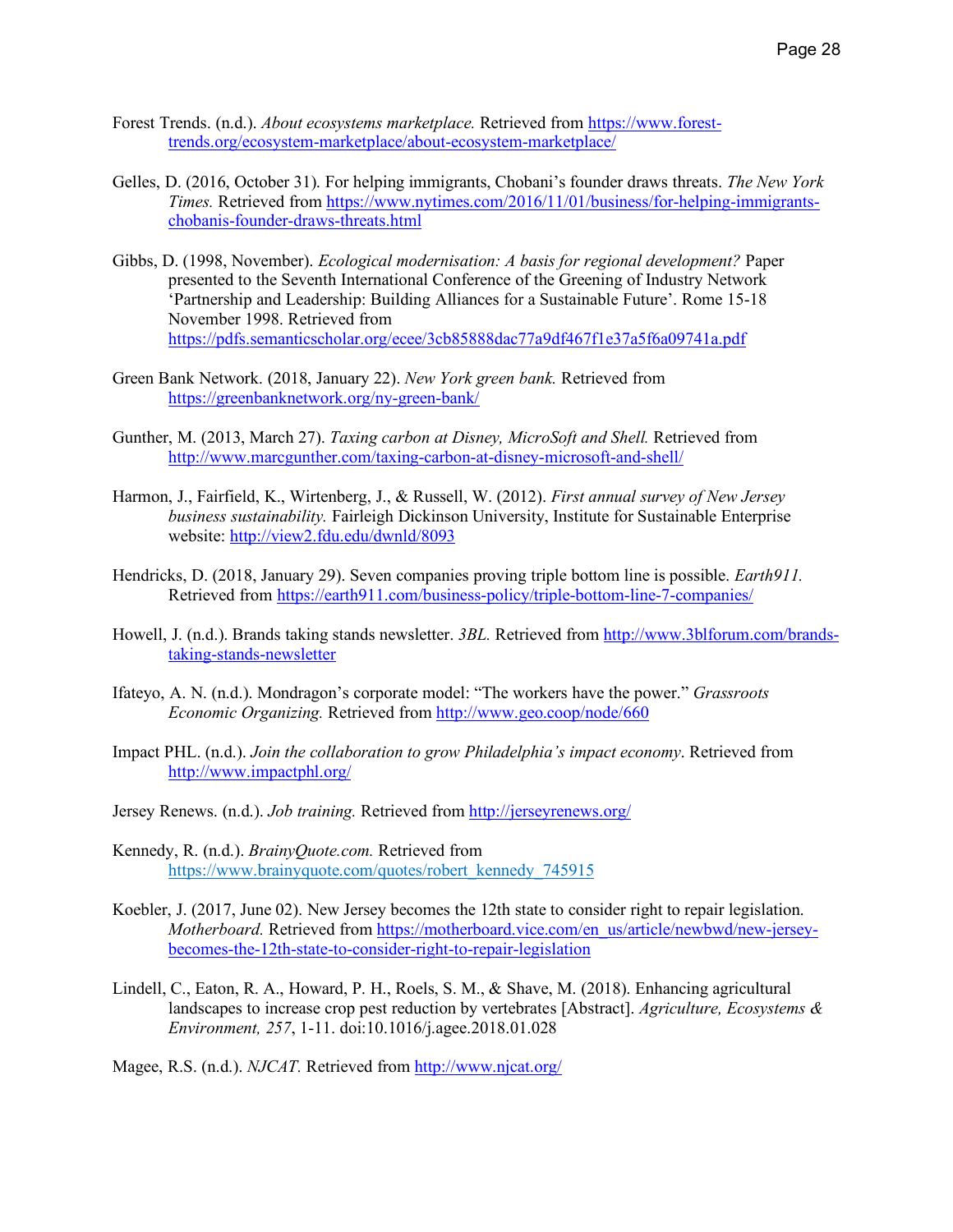Forest Trends. (n.d.). *About ecosystems marketplace.* Retrieved from https://www.forest-trends.org/ecosystem-marketplace/about-ecosystem-marketplace/

Gelles, D. (2016, October 31). For helping immigrants, Chobani's founder draws threats. *The New York Times.* Retrieved from https://www.nytimes.com/2016/11/01/business/for-helping-immigrants-chobanis-founder-draws-threats.html

Gibbs, D. (1998, November). *Ecological modernisation: A basis for regional development?* Paper presented to the Seventh International Conference of the Greening of Industry Network 'Partnership and Leadership: Building Alliances for a Sustainable Future'. Rome 15-18 November 1998. Retrieved from https://pdfs.semanticscholar.org/ecee/3cb85888dac77a9df467f1e37a5f6a09741a.pdf

Green Bank Network. (2018, January 22). *New York green bank.* Retrieved from https://greenbanknetwork.org/ny-green-bank/

Gunther, M. (2013, March 27). *Taxing carbon at Disney, MicroSoft and Shell.* Retrieved from http://www.marcgunther.com/taxing-carbon-at-disney-microsoft-and-shell/

Harmon, J., Fairfield, K., Wirtenberg, J., & Russell, W. (2012). *First annual survey of New Jersey business sustainability.* Fairleigh Dickinson University, Institute for Sustainable Enterprise website: http://view2.fdu.edu/dwnld/8093

Hendricks, D. (2018, January 29). Seven companies proving triple bottom line is possible. *Earth911.* Retrieved from https://earth911.com/business-policy/triple-bottom-line-7-companies/

Howell, J. (n.d.). Brands taking stands newsletter. *3BL.* Retrieved from http://www.3blforum.com/brands-taking-stands-newsletter

Ifateyo, A. N. (n.d.). Mondragon's corporate model: "The workers have the power." *Grassroots Economic Organizing.* Retrieved from http://www.geo.coop/node/660

Impact PHL. (n.d.). *Join the collaboration to grow Philadelphia's impact economy*. Retrieved from http://www.impactphl.org/

Jersey Renews. (n.d.). *Job training.* Retrieved from http://jerseyrenews.org/

Kennedy, R. (n.d.). *BrainyQuote.com.* Retrieved from https://www.brainyquote.com/quotes/robert_kennedy_745915

Koebler, J. (2017, June 02). New Jersey becomes the 12th state to consider right to repair legislation. *Motherboard.* Retrieved from https://motherboard.vice.com/en_us/article/newbwd/new-jersey-becomes-the-12th-state-to-consider-right-to-repair-legislation

Lindell, C., Eaton, R. A., Howard, P. H., Roels, S. M., & Shave, M. (2018). Enhancing agricultural landscapes to increase crop pest reduction by vertebrates [Abstract]. *Agriculture, Ecosystems & Environment, 257*, 1-11. doi:10.1016/j.agee.2018.01.028

Magee, R.S. (n.d.). *NJCAT.* Retrieved from http://www.njcat.org/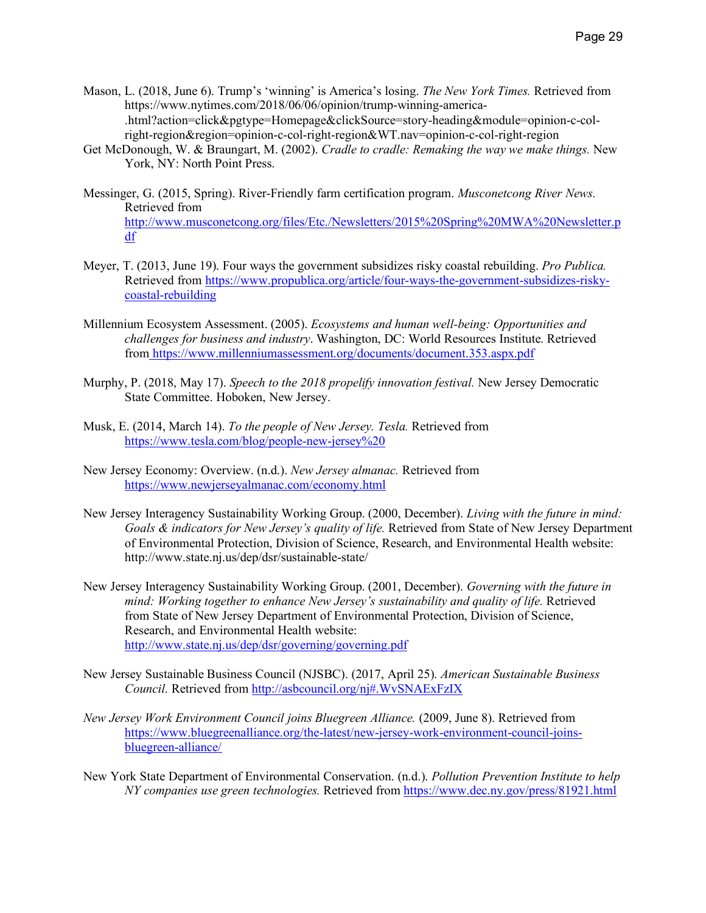Mason, L. (2018, June 6). Trump's 'winning' is America's losing. *The New York Times.* Retrieved from https://www.nytimes.com/2018/06/06/opinion/trump-winning-america-.html?action=click&pgtype=Homepage&clickSource=story-heading&module=opinion-c-col-right-region&region=opinion-c-col-right-region&WT.nav=opinion-c-col-right-region

Get McDonough, W. & Braungart, M. (2002). *Cradle to cradle: Remaking the way we make things.* New York, NY: North Point Press.

Messinger, G. (2015, Spring). River-Friendly farm certification program. *Musconetcong River News.* Retrieved from http://www.musconetcong.org/files/Etc./Newsletters/2015%20Spring%20MWA%20Newsletter.pdf

Meyer, T. (2013, June 19). Four ways the government subsidizes risky coastal rebuilding. *Pro Publica.* Retrieved from https://www.propublica.org/article/four-ways-the-government-subsidizes-risky-coastal-rebuilding

Millennium Ecosystem Assessment. (2005). *Ecosystems and human well-being: Opportunities and challenges for business and industry*. Washington, DC: World Resources Institute. Retrieved from https://www.millenniumassessment.org/documents/document.353.aspx.pdf

Murphy, P. (2018, May 17). *Speech to the 2018 propelify innovation festival.* New Jersey Democratic State Committee. Hoboken, New Jersey.

Musk, E. (2014, March 14). *To the people of New Jersey. Tesla.* Retrieved from https://www.tesla.com/blog/people-new-jersey%20

New Jersey Economy: Overview. (n.d.). *New Jersey almanac.* Retrieved from https://www.newjerseyalmanac.com/economy.html

New Jersey Interagency Sustainability Working Group. (2000, December). *Living with the future in mind: Goals & indicators for New Jersey's quality of life.* Retrieved from State of New Jersey Department of Environmental Protection, Division of Science, Research, and Environmental Health website: http://www.state.nj.us/dep/dsr/sustainable-state/

New Jersey Interagency Sustainability Working Group. (2001, December). *Governing with the future in mind: Working together to enhance New Jersey's sustainability and quality of life.* Retrieved from State of New Jersey Department of Environmental Protection, Division of Science, Research, and Environmental Health website: http://www.state.nj.us/dep/dsr/governing/governing.pdf

New Jersey Sustainable Business Council (NJSBC). (2017, April 25). *American Sustainable Business Council.* Retrieved from http://asbcouncil.org/nj#.WvSNAExFzIX

*New Jersey Work Environment Council joins Bluegreen Alliance.* (2009, June 8). Retrieved from https://www.bluegreenalliance.org/the-latest/new-jersey-work-environment-council-joins-bluegreen-alliance/

New York State Department of Environmental Conservation. (n.d.). *Pollution Prevention Institute to help NY companies use green technologies.* Retrieved from https://www.dec.ny.gov/press/81921.html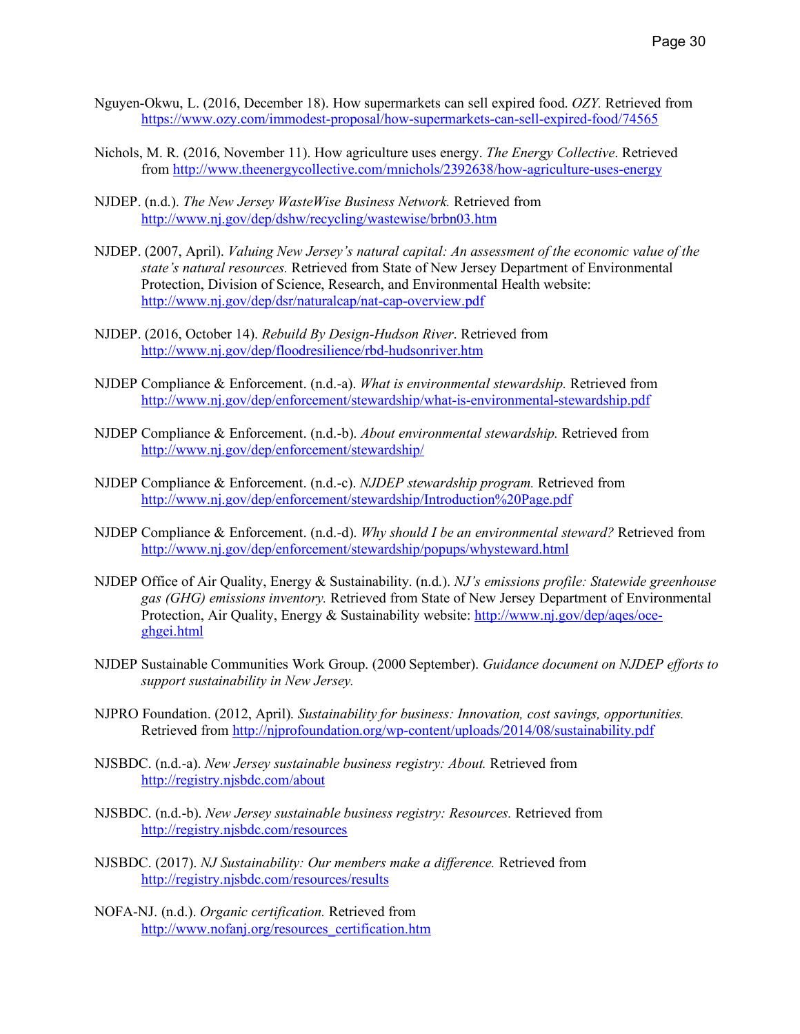Nguyen-Okwu, L. (2016, December 18). How supermarkets can sell expired food. *OZY.* Retrieved from https://www.ozy.com/immodest-proposal/how-supermarkets-can-sell-expired-food/74565

Nichols, M. R. (2016, November 11). How agriculture uses energy. *The Energy Collective*. Retrieved from http://www.theenergycollective.com/mnichols/2392638/how-agriculture-uses-energy

NJDEP. (n.d.). *The New Jersey WasteWise Business Network.* Retrieved from http://www.nj.gov/dep/dshw/recycling/wastewise/brbn03.htm

NJDEP. (2007, April). *Valuing New Jersey's natural capital: An assessment of the economic value of the state's natural resources.* Retrieved from State of New Jersey Department of Environmental Protection, Division of Science, Research, and Environmental Health website: http://www.nj.gov/dep/dsr/naturalcap/nat-cap-overview.pdf

NJDEP. (2016, October 14). *Rebuild By Design-Hudson River*. Retrieved from http://www.nj.gov/dep/floodresilience/rbd-hudsonriver.htm

NJDEP Compliance & Enforcement. (n.d.-a). *What is environmental stewardship.* Retrieved from http://www.nj.gov/dep/enforcement/stewardship/what-is-environmental-stewardship.pdf

NJDEP Compliance & Enforcement. (n.d.-b). *About environmental stewardship.* Retrieved from http://www.nj.gov/dep/enforcement/stewardship/

NJDEP Compliance & Enforcement. (n.d.-c). *NJDEP stewardship program.* Retrieved from http://www.nj.gov/dep/enforcement/stewardship/Introduction%20Page.pdf

NJDEP Compliance & Enforcement. (n.d.-d). *Why should I be an environmental steward?* Retrieved from http://www.nj.gov/dep/enforcement/stewardship/popups/whysteward.html

NJDEP Office of Air Quality, Energy & Sustainability. (n.d.). *NJ's emissions profile: Statewide greenhouse gas (GHG) emissions inventory.* Retrieved from State of New Jersey Department of Environmental Protection, Air Quality, Energy & Sustainability website: http://www.nj.gov/dep/aqes/oce-ghgei.html

NJDEP Sustainable Communities Work Group. (2000 September). *Guidance document on NJDEP efforts to support sustainability in New Jersey.*

NJPRO Foundation. (2012, April). *Sustainability for business: Innovation, cost savings, opportunities.* Retrieved from http://njprofoundation.org/wp-content/uploads/2014/08/sustainability.pdf

NJSBDC. (n.d.-a). *New Jersey sustainable business registry: About.* Retrieved from http://registry.njsbdc.com/about

NJSBDC. (n.d.-b). *New Jersey sustainable business registry: Resources.* Retrieved from http://registry.njsbdc.com/resources

NJSBDC. (2017). *NJ Sustainability: Our members make a difference.* Retrieved from http://registry.njsbdc.com/resources/results

NOFA-NJ. (n.d.). *Organic certification.* Retrieved from http://www.nofanj.org/resources_certification.htm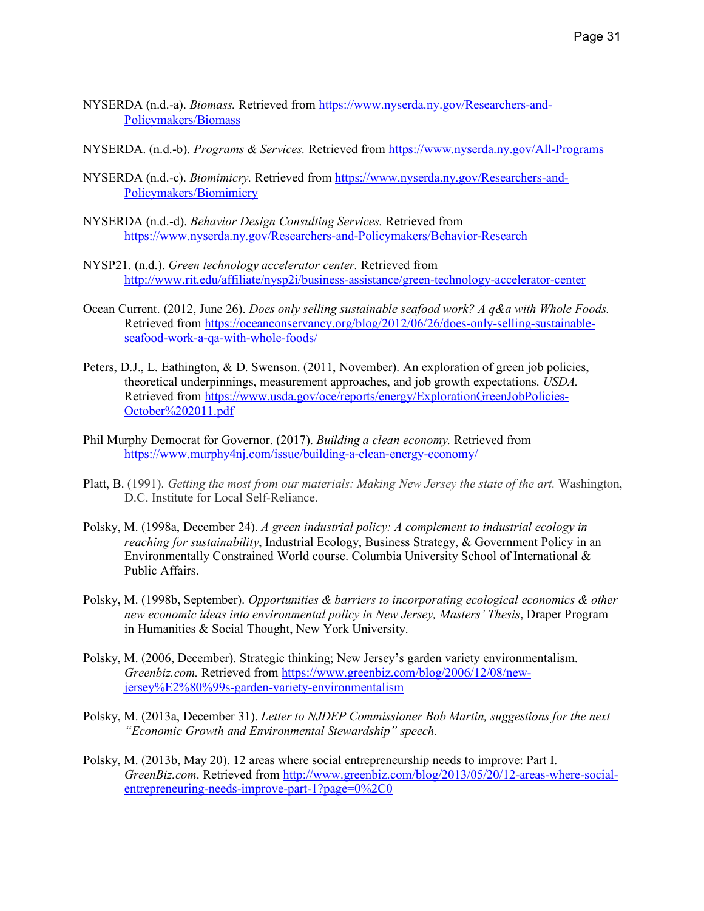NYSERDA (n.d.-a). *Biomass.* Retrieved from https://www.nyserda.ny.gov/Researchers-and-Policymakers/Biomass

NYSERDA. (n.d.-b). *Programs & Services.* Retrieved from https://www.nyserda.ny.gov/All-Programs

NYSERDA (n.d.-c). *Biomimicry.* Retrieved from https://www.nyserda.ny.gov/Researchers-and-Policymakers/Biomimicry

NYSERDA (n.d.-d). *Behavior Design Consulting Services.* Retrieved from https://www.nyserda.ny.gov/Researchers-and-Policymakers/Behavior-Research

NYSP21. (n.d.). *Green technology accelerator center.* Retrieved from http://www.rit.edu/affiliate/nysp2i/business-assistance/green-technology-accelerator-center

Ocean Current. (2012, June 26). *Does only selling sustainable seafood work? A q&a with Whole Foods.* Retrieved from https://oceanconservancy.org/blog/2012/06/26/does-only-selling-sustainable-seafood-work-a-qa-with-whole-foods/

Peters, D.J., L. Eathington, & D. Swenson. (2011, November). An exploration of green job policies, theoretical underpinnings, measurement approaches, and job growth expectations. *USDA.* Retrieved from https://www.usda.gov/oce/reports/energy/ExplorationGreenJobPolicies-October%202011.pdf

Phil Murphy Democrat for Governor. (2017). *Building a clean economy.* Retrieved from https://www.murphy4nj.com/issue/building-a-clean-energy-economy/

Platt, B. (1991). *Getting the most from our materials: Making New Jersey the state of the art.* Washington, D.C. Institute for Local Self-Reliance.

Polsky, M. (1998a, December 24). *A green industrial policy: A complement to industrial ecology in reaching for sustainability*, Industrial Ecology, Business Strategy, & Government Policy in an Environmentally Constrained World course. Columbia University School of International & Public Affairs.

Polsky, M. (1998b, September). *Opportunities & barriers to incorporating ecological economics & other new economic ideas into environmental policy in New Jersey, Masters' Thesis*, Draper Program in Humanities & Social Thought, New York University.

Polsky, M. (2006, December). Strategic thinking; New Jersey's garden variety environmentalism. *Greenbiz.com.* Retrieved from https://www.greenbiz.com/blog/2006/12/08/new-jersey%E2%80%99s-garden-variety-environmentalism

Polsky, M. (2013a, December 31). *Letter to NJDEP Commissioner Bob Martin, suggestions for the next "Economic Growth and Environmental Stewardship" speech.*

Polsky, M. (2013b, May 20). 12 areas where social entrepreneurship needs to improve: Part I. *GreenBiz.com*. Retrieved from http://www.greenbiz.com/blog/2013/05/20/12-areas-where-social-entrepreneuring-needs-improve-part-1?page=0%2C0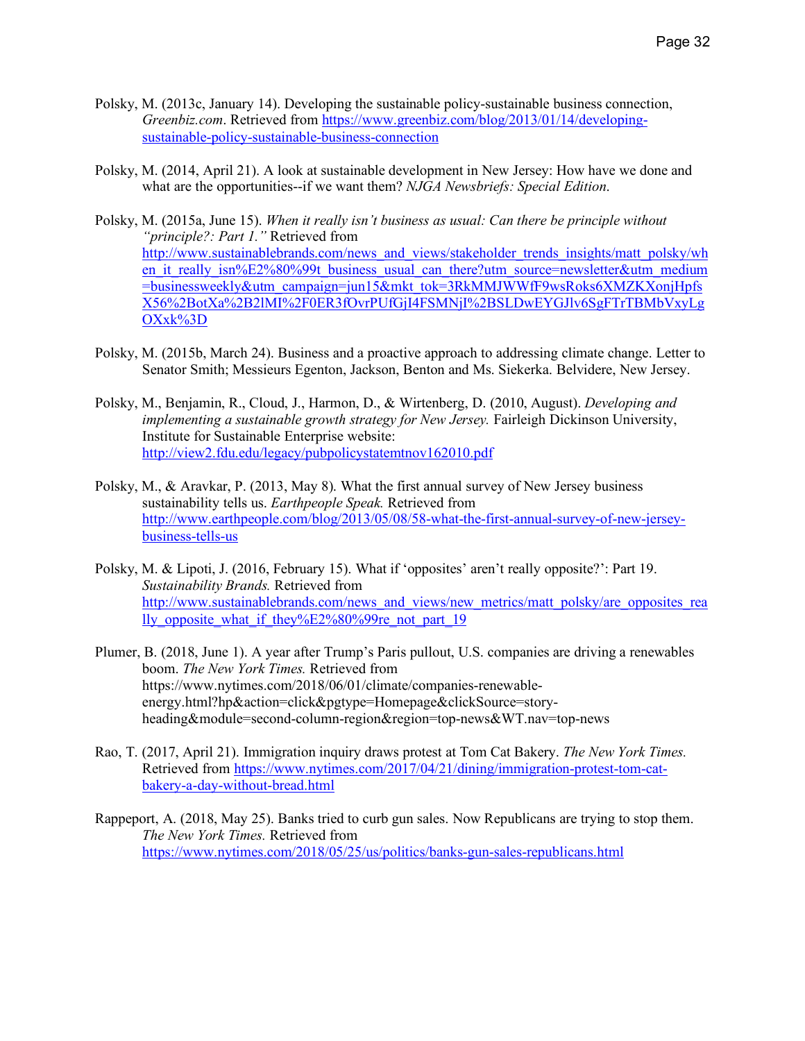Polsky, M. (2013c, January 14). Developing the sustainable policy-sustainable business connection, *Greenbiz.com*. Retrieved from https://www.greenbiz.com/blog/2013/01/14/developing-sustainable-policy-sustainable-business-connection

Polsky, M. (2014, April 21). A look at sustainable development in New Jersey: How have we done and what are the opportunities--if we want them? *NJGA Newsbriefs: Special Edition*.

Polsky, M. (2015a, June 15). *When it really isn't business as usual: Can there be principle without "principle?: Part 1."* Retrieved from http://www.sustainablebrands.com/news_and_views/stakeholder_trends_insights/matt_polsky/when_it_really_isn%E2%80%99t_business_usual_can_there?utm_source=newsletter&utm_medium=businessweekly&utm_campaign=jun15&mkt_tok=3RkMMJWWfF9wsRoks6XMZKXonjHpfsX56%2BotXa%2B2lMI%2F0ER3fOvrPUfGjI4FSMNjI%2BSLDwEYGJlv6SgFTrTBMbVxyLgOXxk%3D

Polsky, M. (2015b, March 24). Business and a proactive approach to addressing climate change. Letter to Senator Smith; Messieurs Egenton, Jackson, Benton and Ms. Siekerka. Belvidere, New Jersey.

Polsky, M., Benjamin, R., Cloud, J., Harmon, D., & Wirtenberg, D. (2010, August). *Developing and implementing a sustainable growth strategy for New Jersey.* Fairleigh Dickinson University, Institute for Sustainable Enterprise website: http://view2.fdu.edu/legacy/pubpolicystatemtnov162010.pdf

Polsky, M., & Aravkar, P. (2013, May 8). What the first annual survey of New Jersey business sustainability tells us. *Earthpeople Speak.* Retrieved from http://www.earthpeople.com/blog/2013/05/08/58-what-the-first-annual-survey-of-new-jersey-business-tells-us

Polsky, M. & Lipoti, J. (2016, February 15). What if 'opposites' aren't really opposite?': Part 19. *Sustainability Brands.* Retrieved from http://www.sustainablebrands.com/news_and_views/new_metrics/matt_polsky/are_opposites_really_opposite_what_if_they%E2%80%99re_not_part_19

Plumer, B. (2018, June 1). A year after Trump's Paris pullout, U.S. companies are driving a renewables boom. *The New York Times.* Retrieved from https://www.nytimes.com/2018/06/01/climate/companies-renewable-energy.html?hp&action=click&pgtype=Homepage&clickSource=story-heading&module=second-column-region&region=top-news&WT.nav=top-news

Rao, T. (2017, April 21). Immigration inquiry draws protest at Tom Cat Bakery. *The New York Times.* Retrieved from https://www.nytimes.com/2017/04/21/dining/immigration-protest-tom-cat-bakery-a-day-without-bread.html

Rappeport, A. (2018, May 25). Banks tried to curb gun sales. Now Republicans are trying to stop them. *The New York Times.* Retrieved from https://www.nytimes.com/2018/05/25/us/politics/banks-gun-sales-republicans.html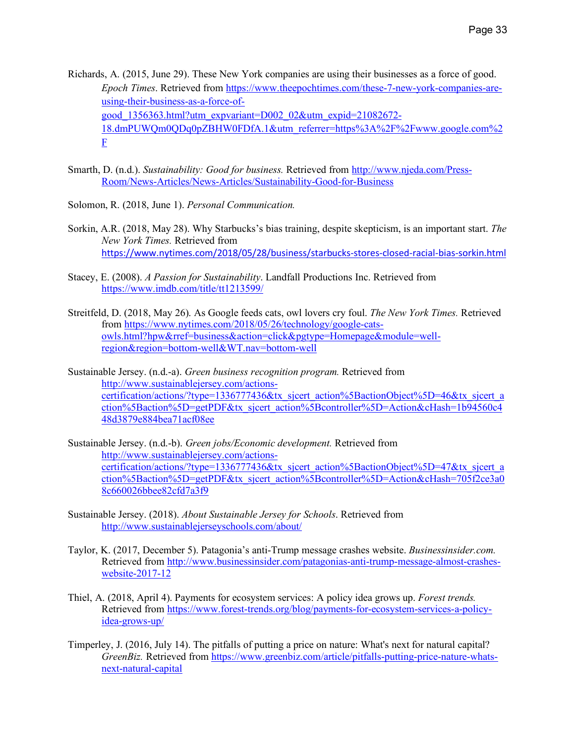Richards, A. (2015, June 29). These New York companies are using their businesses as a force of good. *Epoch Times*. Retrieved from https://www.theepochtimes.com/these-7-new-york-companies-are-using-their-business-as-a-force-of-good_1356363.html?utm_expvariant=D002_02&utm_expid=21082672-18.dmPUWQm0QDq0pZBHW0FDfA.1&utm_referrer=https%3A%2F%2Fwww.google.com%2F

Smarth, D. (n.d.). *Sustainability: Good for business.* Retrieved from http://www.njeda.com/Press-Room/News-Articles/News-Articles/Sustainability-Good-for-Business

Solomon, R. (2018, June 1). *Personal Communication.*

Sorkin, A.R. (2018, May 28). Why Starbucks's bias training, despite skepticism, is an important start. *The New York Times.* Retrieved from https://www.nytimes.com/2018/05/28/business/starbucks-stores-closed-racial-bias-sorkin.html

Stacey, E. (2008). *A Passion for Sustainability*. Landfall Productions Inc. Retrieved from https://www.imdb.com/title/tt1213599/

Streitfeld, D. (2018, May 26). As Google feeds cats, owl lovers cry foul. *The New York Times.* Retrieved from https://www.nytimes.com/2018/05/26/technology/google-cats-owls.html?hpw&rref=business&action=click&pgtype=Homepage&module=well-region&region=bottom-well&WT.nav=bottom-well

Sustainable Jersey. (n.d.-a). *Green business recognition program.* Retrieved from http://www.sustainablejersey.com/actions-certification/actions/?type=1336777436&tx_sjcert_action%5BactionObject%5D=46&tx_sjcert_action%5Baction%5D=getPDF&tx_sjcert_action%5Bcontroller%5D=Action&cHash=1b94560c448d3879e884bea71acf08ee

Sustainable Jersey. (n.d.-b). *Green jobs/Economic development.* Retrieved from http://www.sustainablejersey.com/actions-certification/actions/?type=1336777436&tx_sjcert_action%5BactionObject%5D=47&tx_sjcert_action%5Baction%5D=getPDF&tx_sjcert_action%5Bcontroller%5D=Action&cHash=705f2ce3a08c660026bbee82cfd7a3f9

Sustainable Jersey. (2018). *About Sustainable Jersey for Schools*. Retrieved from http://www.sustainablejerseyschools.com/about/

Taylor, K. (2017, December 5). Patagonia's anti-Trump message crashes website. *Businessinsider.com.* Retrieved from http://www.businessinsider.com/patagonias-anti-trump-message-almost-crashes-website-2017-12

Thiel, A. (2018, April 4). Payments for ecosystem services: A policy idea grows up. *Forest trends.* Retrieved from https://www.forest-trends.org/blog/payments-for-ecosystem-services-a-policy-idea-grows-up/

Timperley, J. (2016, July 14). The pitfalls of putting a price on nature: What's next for natural capital? *GreenBiz.* Retrieved from https://www.greenbiz.com/article/pitfalls-putting-price-nature-whats-next-natural-capital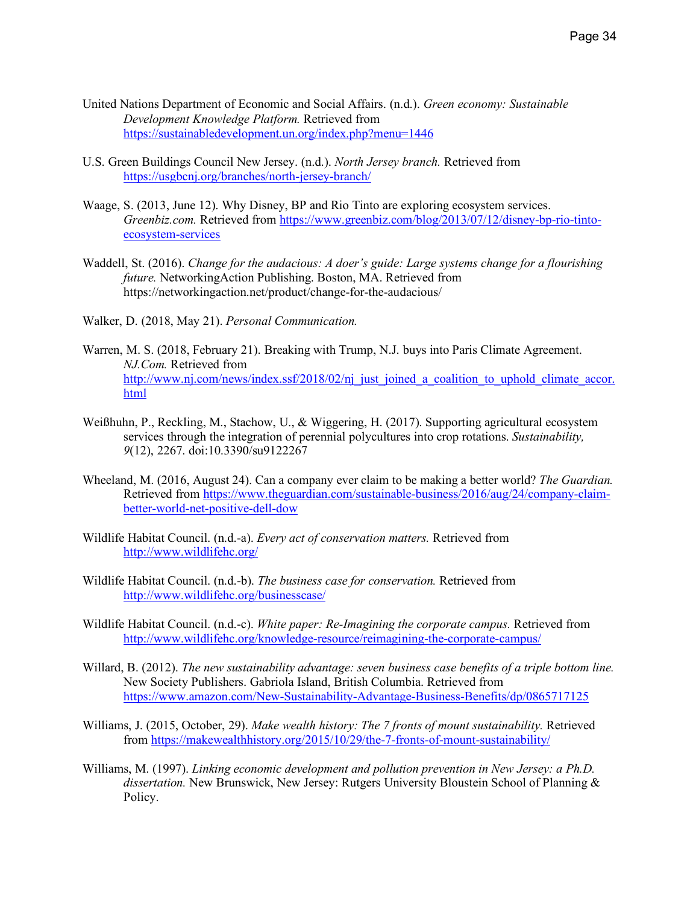United Nations Department of Economic and Social Affairs. (n.d.). *Green economy: Sustainable Development Knowledge Platform.* Retrieved from https://sustainabledevelopment.un.org/index.php?menu=1446

U.S. Green Buildings Council New Jersey. (n.d.). *North Jersey branch.* Retrieved from https://usgbcnj.org/branches/north-jersey-branch/

Waage, S. (2013, June 12). Why Disney, BP and Rio Tinto are exploring ecosystem services. *Greenbiz.com.* Retrieved from https://www.greenbiz.com/blog/2013/07/12/disney-bp-rio-tinto-ecosystem-services

Waddell, St. (2016). *Change for the audacious: A doer's guide: Large systems change for a flourishing future.* NetworkingAction Publishing. Boston, MA. Retrieved from https://networkingaction.net/product/change-for-the-audacious/

Walker, D. (2018, May 21). *Personal Communication.*

Warren, M. S. (2018, February 21). Breaking with Trump, N.J. buys into Paris Climate Agreement. *NJ.Com.* Retrieved from http://www.nj.com/news/index.ssf/2018/02/nj_just_joined_a_coalition_to_uphold_climate_accor.html

Weißhuhn, P., Reckling, M., Stachow, U., & Wiggering, H. (2017). Supporting agricultural ecosystem services through the integration of perennial polycultures into crop rotations. *Sustainability, 9*(12), 2267. doi:10.3390/su9122267

Wheeland, M. (2016, August 24). Can a company ever claim to be making a better world? *The Guardian.* Retrieved from https://www.theguardian.com/sustainable-business/2016/aug/24/company-claim-better-world-net-positive-dell-dow

Wildlife Habitat Council. (n.d.-a). *Every act of conservation matters.* Retrieved from http://www.wildlifehc.org/

Wildlife Habitat Council. (n.d.-b). *The business case for conservation.* Retrieved from http://www.wildlifehc.org/businesscase/

Wildlife Habitat Council. (n.d.-c). *White paper: Re-Imagining the corporate campus.* Retrieved from http://www.wildlifehc.org/knowledge-resource/reimagining-the-corporate-campus/

Willard, B. (2012). *The new sustainability advantage: seven business case benefits of a triple bottom line.* New Society Publishers. Gabriola Island, British Columbia. Retrieved from https://www.amazon.com/New-Sustainability-Advantage-Business-Benefits/dp/0865717125

Williams, J. (2015, October, 29). *Make wealth history: The 7 fronts of mount sustainability.* Retrieved from https://makewealthhistory.org/2015/10/29/the-7-fronts-of-mount-sustainability/

Williams, M. (1997). *Linking economic development and pollution prevention in New Jersey: a Ph.D. dissertation.* New Brunswick, New Jersey: Rutgers University Bloustein School of Planning & Policy.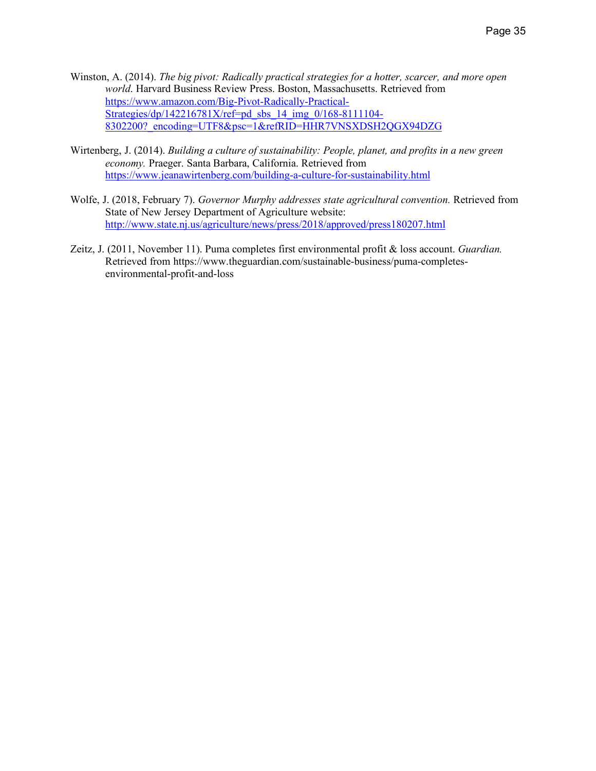Winston, A. (2014). *The big pivot: Radically practical strategies for a hotter, scarcer, and more open world*. Harvard Business Review Press. Boston, Massachusetts. Retrieved from https://www.amazon.com/Big-Pivot-Radically-Practical-Strategies/dp/142216781X/ref=pd_sbs_14_img_0/168-8111104-8302200?_encoding=UTF8&psc=1&refRID=HHR7VNSXDSH2QGX94DZG

Wirtenberg, J. (2014). *Building a culture of sustainability: People, planet, and profits in a new green economy.* Praeger. Santa Barbara, California. Retrieved from https://www.jeanawirtenberg.com/building-a-culture-for-sustainability.html

Wolfe, J. (2018, February 7). *Governor Murphy addresses state agricultural convention.* Retrieved from State of New Jersey Department of Agriculture website: http://www.state.nj.us/agriculture/news/press/2018/approved/press180207.html

Zeitz, J. (2011, November 11). Puma completes first environmental profit & loss account. *Guardian.* Retrieved from https://www.theguardian.com/sustainable-business/puma-completes-environmental-profit-and-loss